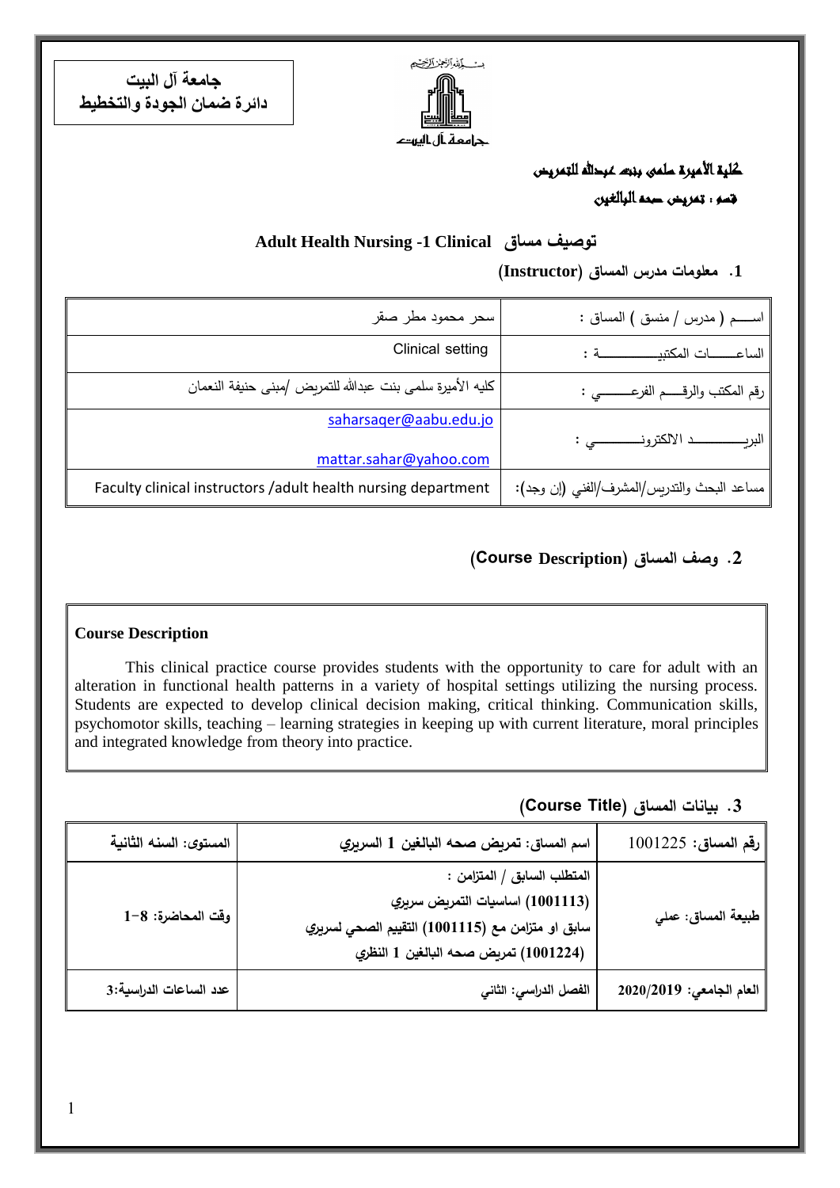**جامعة آل البيت**
**دائرة ضمان الجودة والتخطيط**

بسم الله الرحمن الرحيم

جامعة آل البيت

**كلية الأميرة سلمى بنت عبدالله للتمريض**

**قسم : تمريض صحة البالغين**

## توصيف مساق Adult Health Nursing -1 Clinical

### 1. معلومات مدرس المساق (Instructor)

| اســـم ( مدرس / منسق ) المساق : | سحر محمود مطر صقر |
|---|---|
| الساعـــــات المكتبيـــــــــــة : | Clinical setting |
| رقم المكتب والرقـــم الفرعـــــي : | كليه الأميرة سلمى بنت عبدالله للتمريض /مبنى حنيفة النعمان |
| البريـــــــــد الالكترونـــــــي : | saharsaqer@aabu.edu.jo<br>mattar.sahar@yahoo.com |
| مساعد البحث والتدريس/المشرف/الفني (إن وجد): | Faculty clinical instructors /adult health nursing department |

### 2. وصف المساق (Course Description)

**Course Description**

This clinical practice course provides students with the opportunity to care for adult with an alteration in functional health patterns in a variety of hospital settings utilizing the nursing process. Students are expected to develop clinical decision making, critical thinking. Communication skills, psychomotor skills, teaching – learning strategies in keeping up with current literature, moral principles and integrated knowledge from theory into practice.

### 3. بيانات المساق (Course Title)

| رقم المساق: 1001225 | اسم المساق: تمريض صحه البالغين 1 السريري | المستوى: السنه الثانية |
|---|---|---|
| طبيعة المساق: عملي | المتطلب السابق / المتزامن :<br>(1001113) اساسيات التمريض سريري<br>سابق او متزامن مع (1001115) التقييم الصحي لسريري<br>(1001224) تمريض صحه البالغين 1 النظري | وقت المحاضرة: 8-1 |
| العام الجامعي: 2020/2019 | الفصل الدراسي: الثاني | عدد الساعات الدراسية:3 |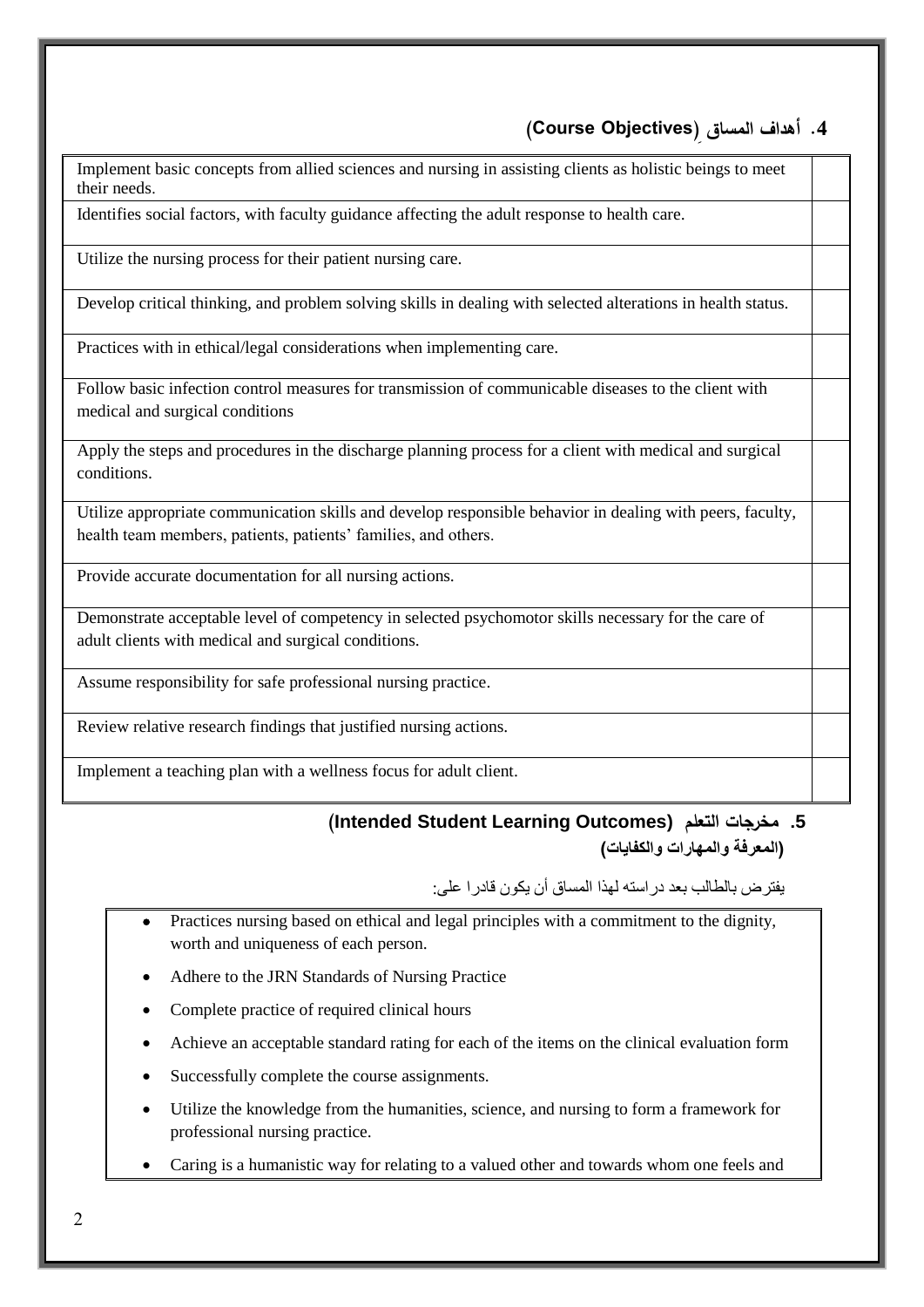## 4. أهداف المساقِ (Course Objectives)

| | |
|---|---|
| Implement basic concepts from allied sciences and nursing in assisting clients as holistic beings to meet their needs. | |
| Identifies social factors, with faculty guidance affecting the adult response to health care. | |
| Utilize the nursing process for their patient nursing care. | |
| Develop critical thinking, and problem solving skills in dealing with selected alterations in health status. | |
| Practices with in ethical/legal considerations when implementing care. | |
| Follow basic infection control measures for transmission of communicable diseases to the client with medical and surgical conditions | |
| Apply the steps and procedures in the discharge planning process for a client with medical and surgical conditions. | |
| Utilize appropriate communication skills and develop responsible behavior in dealing with peers, faculty, health team members, patients, patients' families, and others. | |
| Provide accurate documentation for all nursing actions. | |
| Demonstrate acceptable level of competency in selected psychomotor skills necessary for the care of adult clients with medical and surgical conditions. | |
| Assume responsibility for safe professional nursing practice. | |
| Review relative research findings that justified nursing actions. | |
| Implement a teaching plan with a wellness focus for adult client. | |

## 5. مخرجات التعلم (Intended Student Learning Outcomes) (المعرفة والمهارات والكفايات)

يفترض بالطالب بعد دراسته لهذا المساق أن يكون قادرا على:

- Practices nursing based on ethical and legal principles with a commitment to the dignity, worth and uniqueness of each person.
- Adhere to the JRN Standards of Nursing Practice
- Complete practice of required clinical hours
- Achieve an acceptable standard rating for each of the items on the clinical evaluation form
- Successfully complete the course assignments.
- Utilize the knowledge from the humanities, science, and nursing to form a framework for professional nursing practice.
- Caring is a humanistic way for relating to a valued other and towards whom one feels and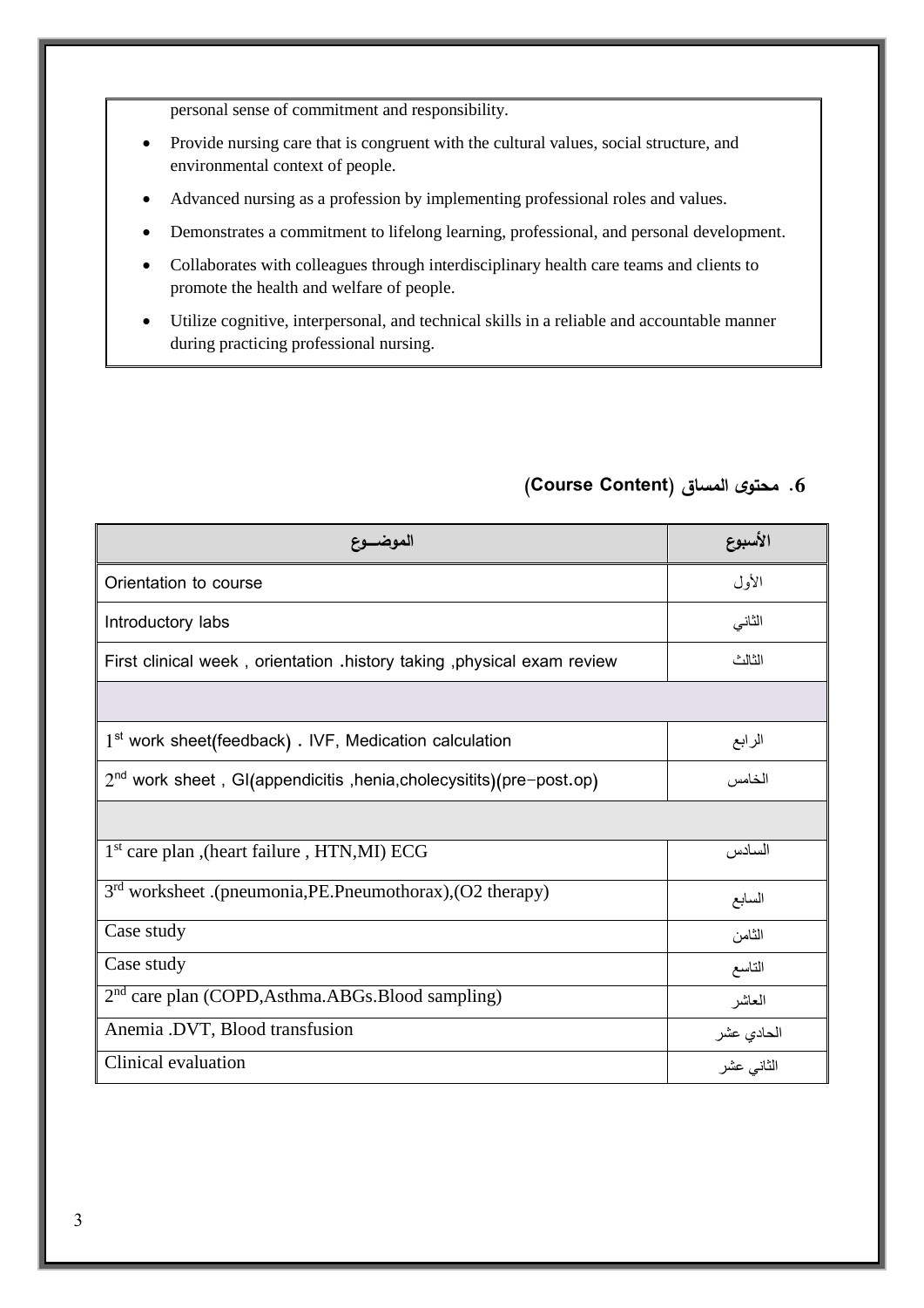personal sense of commitment and responsibility.

- Provide nursing care that is congruent with the cultural values, social structure, and environmental context of people.
- Advanced nursing as a profession by implementing professional roles and values.
- Demonstrates a commitment to lifelong learning, professional, and personal development.
- Collaborates with colleagues through interdisciplinary health care teams and clients to promote the health and welfare of people.
- Utilize cognitive, interpersonal, and technical skills in a reliable and accountable manner during practicing professional nursing.

## 6. محتوى المساق (Course Content)

| الموضــوع | الأسبوع |
|---|---|
| Orientation to course | الأول |
| Introductory labs | الثاني |
| First clinical week , orientation .history taking ,physical exam review | الثالث |
| | |
| 1st work sheet(feedback) . IVF, Medication calculation | الرابع |
| 2nd work sheet , GI(appendicitis ,henia,cholecysitits)(pre-post.op) | الخامس |
| | |
| 1st care plan ,(heart failure , HTN,MI) ECG | السادس |
| 3rd worksheet .(pneumonia,PE.Pneumothorax),(O2 therapy) | السابع |
| Case study | الثامن |
| Case study | التاسع |
| 2nd care plan (COPD,Asthma.ABGs.Blood sampling) | العاشر |
| Anemia .DVT, Blood transfusion | الحادي عشر |
| Clinical evaluation | الثاني عشر |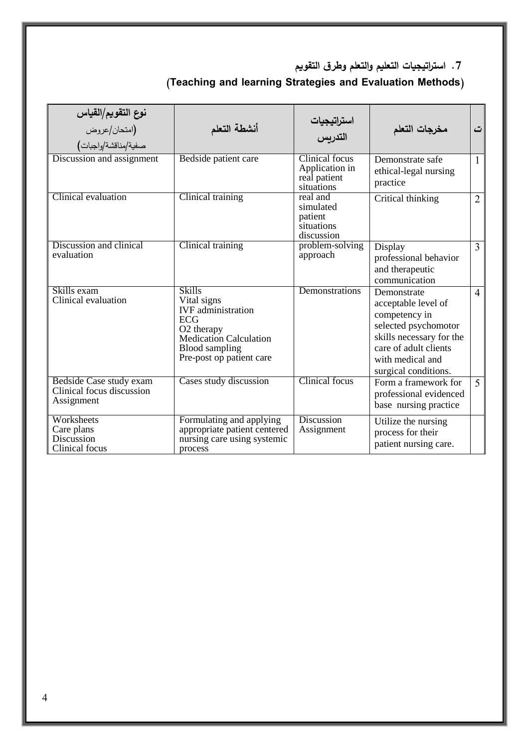### 7. استراتيجيات التعليم والتعلم وطرق التقويم

### (Teaching and learning Strategies and Evaluation Methods)

| ت | مخرجات التعلم | استراتيجيات التدريس | أنشطة التعلم | نوع التقويم/القياس (امتحان/عروض صفية/مناقشة/واجبات) |
|---|---|---|---|---|
| 1 | Demonstrate safe ethical-legal nursing practice | Clinical focus Application in real patient situations | Bedside patient care | Discussion and assignment |
| 2 | Critical thinking | real and simulated patient situations discussion | Clinical training | Clinical evaluation |
| 3 | Display professional behavior and therapeutic communication | problem-solving approach | Clinical training | Discussion and clinical evaluation |
| 4 | Demonstrate acceptable level of competency in selected psychomotor skills necessary for the care of adult clients with medical and surgical conditions. | Demonstrations | Skills<br>Vital signs<br>IVF administration<br>ECG<br>O2 therapy<br>Medication Calculation<br>Blood sampling<br>Pre-post op patient care | Skills exam<br>Clinical evaluation |
| 5 | Form a framework for professional evidenced base nursing practice | Clinical focus | Cases study discussion | Bedside Case study exam<br>Clinical focus discussion<br>Assignment |
| | Utilize the nursing process for their patient nursing care. | Discussion<br>Assignment | Formulating and applying appropriate patient centered nursing care using systemic process | Worksheets<br>Care plans<br>Discussion<br>Clinical focus |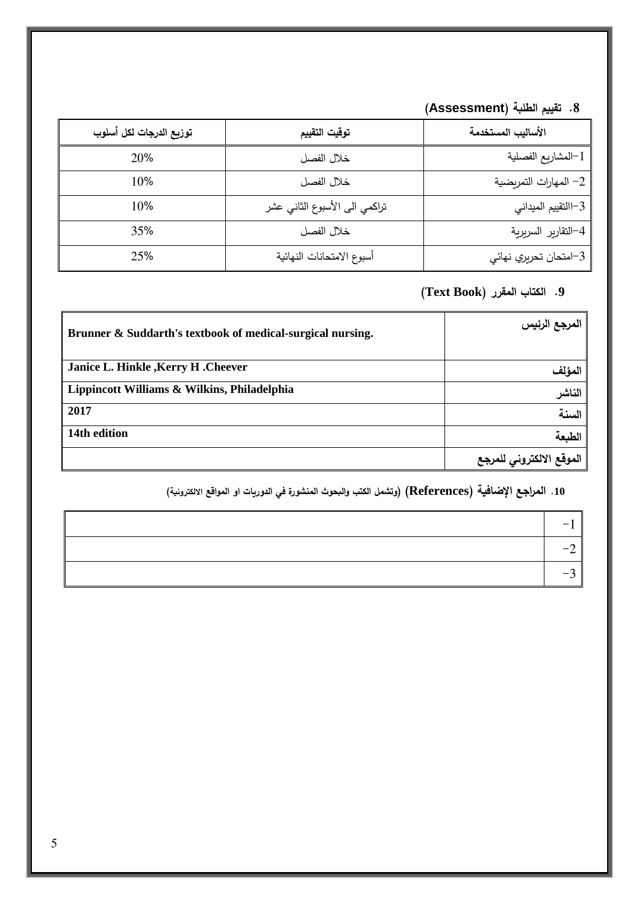### 8. تقييم الطلبة (Assessment)

| الأساليب المستخدمة | توقيت التقييم | توزيع الدرجات لكل أسلوب |
| --- | --- | --- |
| 1-المشاريع الفصلية | خلال الفصل | 20% |
| 2- المهارات التمريضية | خلال الفصل | 10% |
| 3-االتقييم الميداني | تراكمي الى الأسبوع الثاني عشر | 10% |
| 4-التقارير السريرية | خلال الفصل | 35% |
| 3-امتحان تحريري نهائي | أسبوع الامتحانات النهائية | 25% |

### 9. الكتاب المقرر (Text Book)

| | |
| --- | --- |
| المرجع الرئيس | **Brunner & Suddarth's textbook of medical-surgical nursing.** |
| المؤلف | **Janice L. Hinkle ,Kerry H .Cheever** |
| الناشر | **Lippincott Williams & Wilkins, Philadelphia** |
| السنة | **2017** |
| الطبعة | **14th edition** |
| الموقع الالكتروني للمرجع | |

### 10. المراجع الإضافية (References) (وتشمل الكتب والبحوث المنشورة في الدوريات او المواقع الالكترونية)

| | |
| --- | --- |
| 1- | |
| 2- | |
| 3- | |